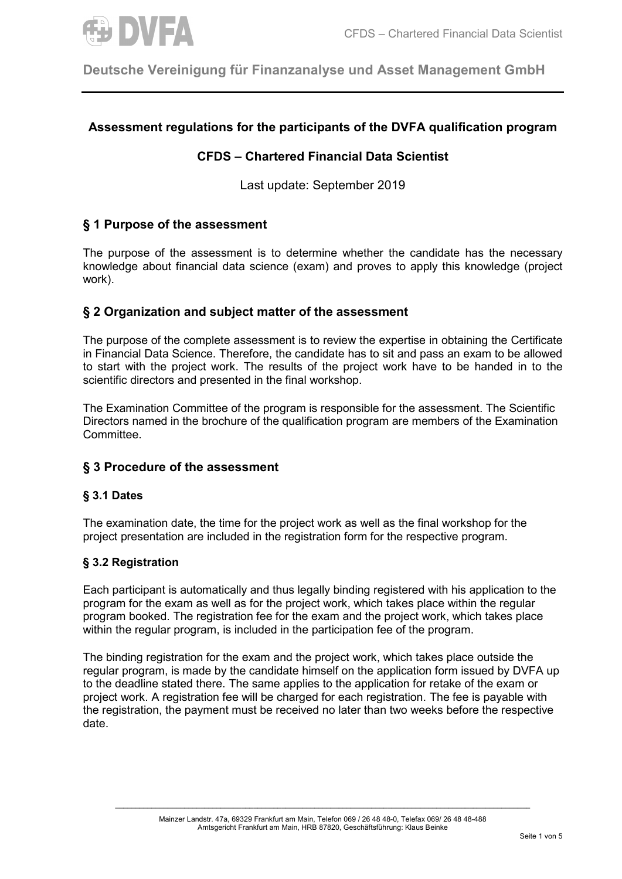**Deutsche Vereinigung für Finanzanalyse und Asset Management GmbH**

## Assessment regulations for the participants of the DVFA qualification program

## CFDS – Chartered Financial Data Scientist

Last update: September 2019

## § 1 Purpose of the assessment

The purpose of the assessment is to determine whether the candidate has the necessary knowledge about financial data science (exam) and proves to apply this knowledge (project work).

## § 2 Organization and subject matter of the assessment

The purpose of the complete assessment is to review the expertise in obtaining the Certificate in Financial Data Science. Therefore, the candidate has to sit and pass an exam to be allowed to start with the project work. The results of the project work have to be handed in to the scientific directors and presented in the final workshop.

The Examination Committee of the program is responsible for the assessment. The Scientific Directors named in the brochure of the qualification program are members of the Examination Committee.

## § 3 Procedure of the assessment

### § 3.1 Dates

The examination date, the time for the project work as well as the final workshop for the project presentation are included in the registration form for the respective program.

### § 3.2 Registration

Each participant is automatically and thus legally binding registered with his application to the program for the exam as well as for the project work, which takes place within the regular program booked. The registration fee for the exam and the project work, which takes place within the regular program, is included in the participation fee of the program.

The binding registration for the exam and the project work, which takes place outside the regular program, is made by the candidate himself on the application form issued by DVFA up to the deadline stated there. The same applies to the application for retake of the exam or project work. A registration fee will be charged for each registration. The fee is payable with the registration, the payment must be received no later than two weeks before the respective date.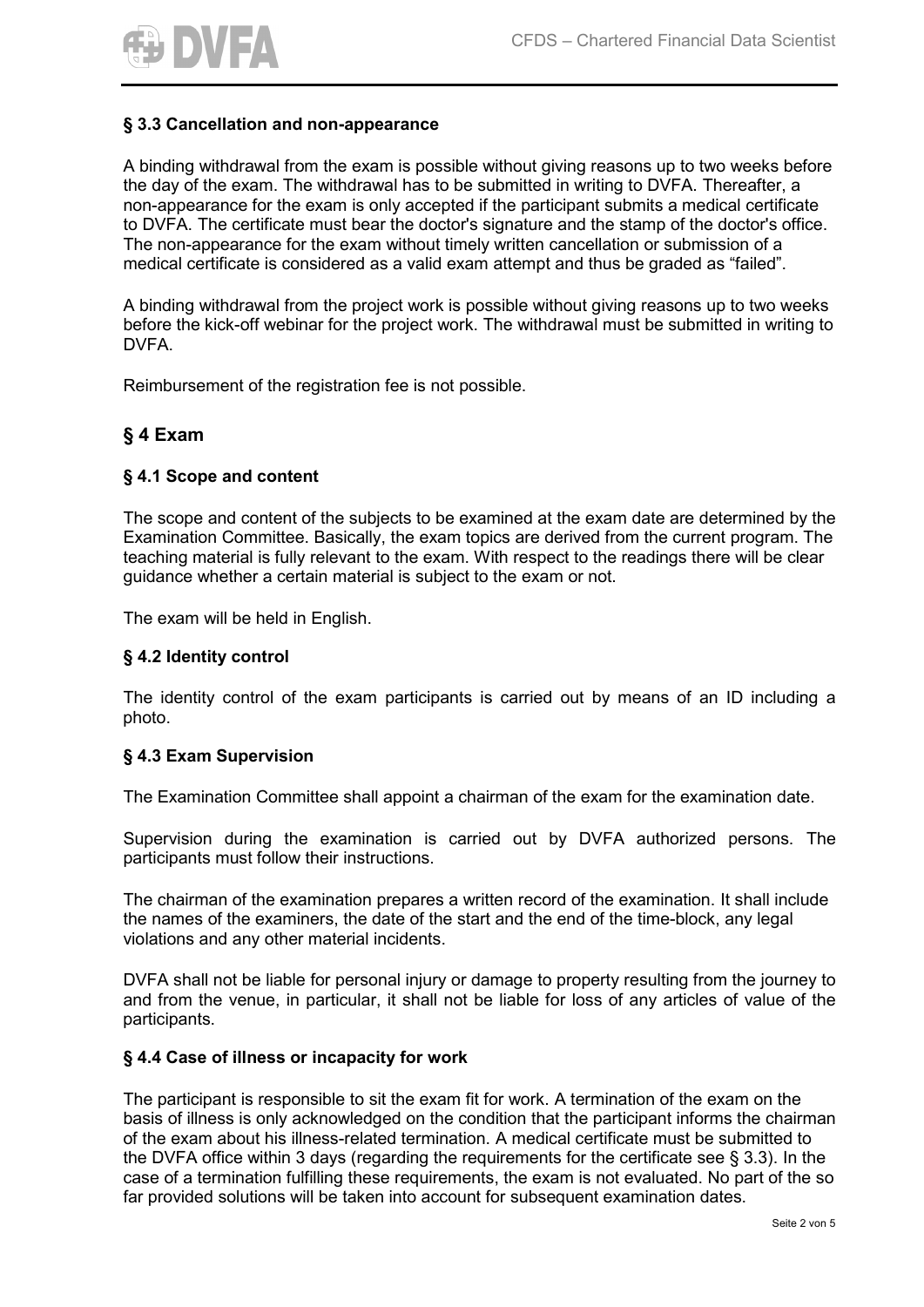### § 3.3 Cancellation and non-appearance

A binding withdrawal from the exam is possible without giving reasons up to two weeks before the day of the exam. The withdrawal has to be submitted in writing to DVFA. Thereafter, a non-appearance for the exam is only accepted if the participant submits a medical certificate to DVFA. The certificate must bear the doctor's signature and the stamp of the doctor's office. The non-appearance for the exam without timely written cancellation or submission of a medical certificate is considered as a valid exam attempt and thus be graded as "failed".

A binding withdrawal from the project work is possible without giving reasons up to two weeks before the kick-off webinar for the project work. The withdrawal must be submitted in writing to DVFA.

Reimbursement of the registration fee is not possible.

## § 4 Exam

### § 4.1 Scope and content

The scope and content of the subjects to be examined at the exam date are determined by the Examination Committee. Basically, the exam topics are derived from the current program. The teaching material is fully relevant to the exam. With respect to the readings there will be clear guidance whether a certain material is subject to the exam or not.

The exam will be held in English.

### § 4.2 Identity control

The identity control of the exam participants is carried out by means of an ID including a photo.

### § 4.3 Exam Supervision

The Examination Committee shall appoint a chairman of the exam for the examination date.

Supervision during the examination is carried out by DVFA authorized persons. The participants must follow their instructions.

The chairman of the examination prepares a written record of the examination. It shall include the names of the examiners, the date of the start and the end of the time-block, any legal violations and any other material incidents.

DVFA shall not be liable for personal injury or damage to property resulting from the journey to and from the venue, in particular, it shall not be liable for loss of any articles of value of the participants.

### § 4.4 Case of illness or incapacity for work

The participant is responsible to sit the exam fit for work. A termination of the exam on the basis of illness is only acknowledged on the condition that the participant informs the chairman of the exam about his illness-related termination. A medical certificate must be submitted to the DVFA office within 3 days (regarding the requirements for the certificate see § 3.3). In the case of a termination fulfilling these requirements, the exam is not evaluated. No part of the so far provided solutions will be taken into account for subsequent examination dates.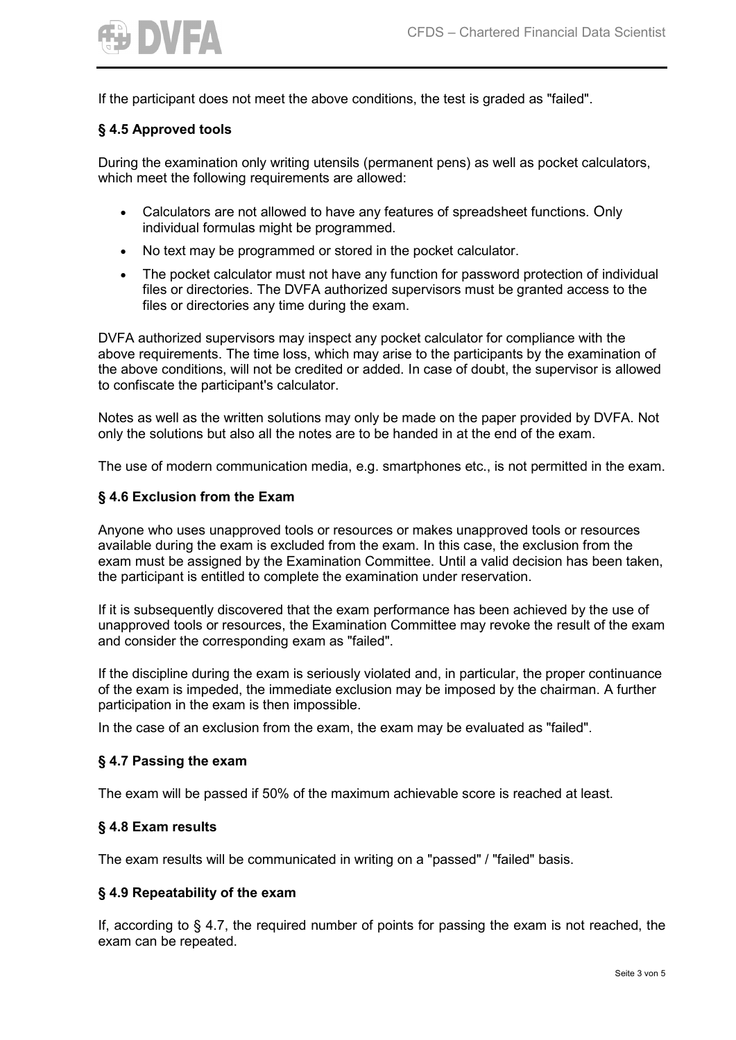If the participant does not meet the above conditions, the test is graded as "failed".

### § 4.5 Approved tools

During the examination only writing utensils (permanent pens) as well as pocket calculators, which meet the following requirements are allowed:

- Calculators are not allowed to have any features of spreadsheet functions. Only individual formulas might be programmed.
- No text may be programmed or stored in the pocket calculator.
- The pocket calculator must not have any function for password protection of individual files or directories. The DVFA authorized supervisors must be granted access to the files or directories any time during the exam.

DVFA authorized supervisors may inspect any pocket calculator for compliance with the above requirements. The time loss, which may arise to the participants by the examination of the above conditions, will not be credited or added. In case of doubt, the supervisor is allowed to confiscate the participant's calculator.

Notes as well as the written solutions may only be made on the paper provided by DVFA. Not only the solutions but also all the notes are to be handed in at the end of the exam.

The use of modern communication media, e.g. smartphones etc., is not permitted in the exam.

### § 4.6 Exclusion from the Exam

Anyone who uses unapproved tools or resources or makes unapproved tools or resources available during the exam is excluded from the exam. In this case, the exclusion from the exam must be assigned by the Examination Committee. Until a valid decision has been taken, the participant is entitled to complete the examination under reservation.

If it is subsequently discovered that the exam performance has been achieved by the use of unapproved tools or resources, the Examination Committee may revoke the result of the exam and consider the corresponding exam as "failed".

If the discipline during the exam is seriously violated and, in particular, the proper continuance of the exam is impeded, the immediate exclusion may be imposed by the chairman. A further participation in the exam is then impossible.

In the case of an exclusion from the exam, the exam may be evaluated as "failed".

### § 4.7 Passing the exam

The exam will be passed if 50% of the maximum achievable score is reached at least.

### § 4.8 Exam results

The exam results will be communicated in writing on a "passed" / "failed" basis.

### § 4.9 Repeatability of the exam

If, according to § 4.7, the required number of points for passing the exam is not reached, the exam can be repeated.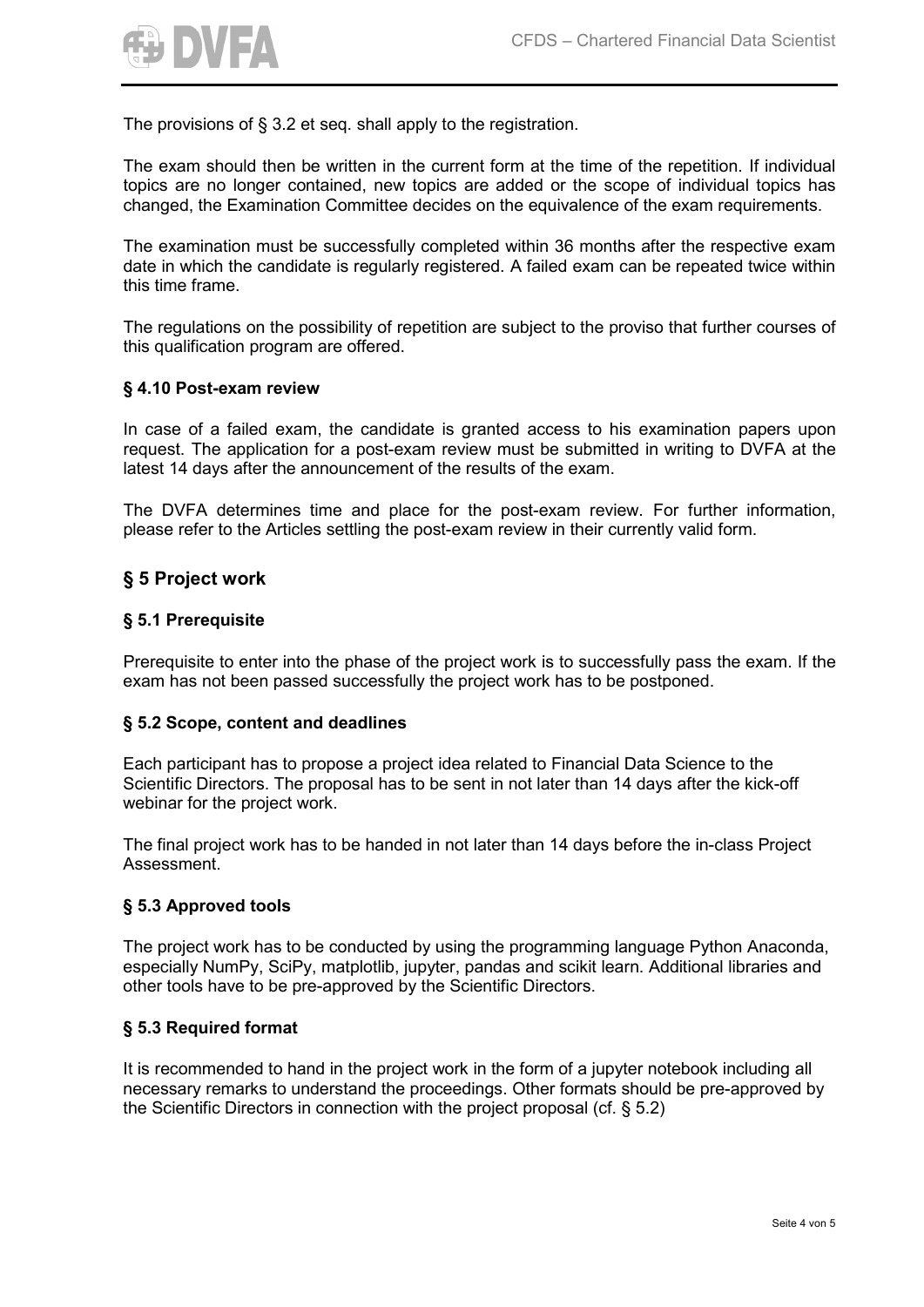The provisions of § 3.2 et seq. shall apply to the registration.

The exam should then be written in the current form at the time of the repetition. If individual topics are no longer contained, new topics are added or the scope of individual topics has changed, the Examination Committee decides on the equivalence of the exam requirements.

The examination must be successfully completed within 36 months after the respective exam date in which the candidate is regularly registered. A failed exam can be repeated twice within this time frame.

The regulations on the possibility of repetition are subject to the proviso that further courses of this qualification program are offered.

### § 4.10 Post-exam review

In case of a failed exam, the candidate is granted access to his examination papers upon request. The application for a post-exam review must be submitted in writing to DVFA at the latest 14 days after the announcement of the results of the exam.

The DVFA determines time and place for the post-exam review. For further information, please refer to the Articles settling the post-exam review in their currently valid form.

## § 5 Project work

### § 5.1 Prerequisite

Prerequisite to enter into the phase of the project work is to successfully pass the exam. If the exam has not been passed successfully the project work has to be postponed.

### § 5.2 Scope, content and deadlines

Each participant has to propose a project idea related to Financial Data Science to the Scientific Directors. The proposal has to be sent in not later than 14 days after the kick-off webinar for the project work.

The final project work has to be handed in not later than 14 days before the in-class Project Assessment.

### § 5.3 Approved tools

The project work has to be conducted by using the programming language Python Anaconda, especially NumPy, SciPy, matplotlib, jupyter, pandas and scikit learn. Additional libraries and other tools have to be pre-approved by the Scientific Directors.

### § 5.3 Required format

It is recommended to hand in the project work in the form of a jupyter notebook including all necessary remarks to understand the proceedings. Other formats should be pre-approved by the Scientific Directors in connection with the project proposal (cf. § 5.2)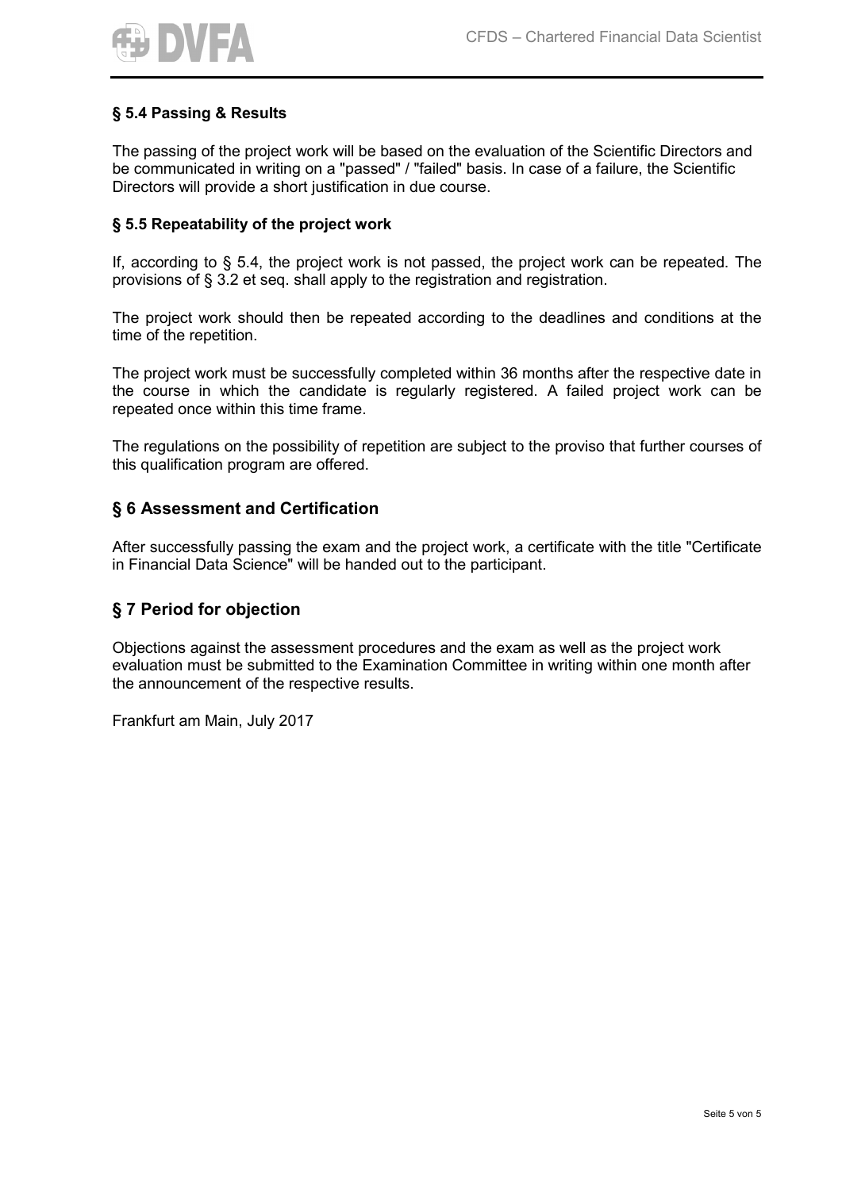### § 5.4 Passing & Results

The passing of the project work will be based on the evaluation of the Scientific Directors and be communicated in writing on a "passed" / "failed" basis. In case of a failure, the Scientific Directors will provide a short justification in due course.

### § 5.5 Repeatability of the project work

If, according to § 5.4, the project work is not passed, the project work can be repeated. The provisions of § 3.2 et seq. shall apply to the registration and registration.

The project work should then be repeated according to the deadlines and conditions at the time of the repetition.

The project work must be successfully completed within 36 months after the respective date in the course in which the candidate is regularly registered. A failed project work can be repeated once within this time frame.

The regulations on the possibility of repetition are subject to the proviso that further courses of this qualification program are offered.

## § 6 Assessment and Certification

After successfully passing the exam and the project work, a certificate with the title "Certificate in Financial Data Science" will be handed out to the participant.

## § 7 Period for objection

Objections against the assessment procedures and the exam as well as the project work evaluation must be submitted to the Examination Committee in writing within one month after the announcement of the respective results.

Frankfurt am Main, July 2017